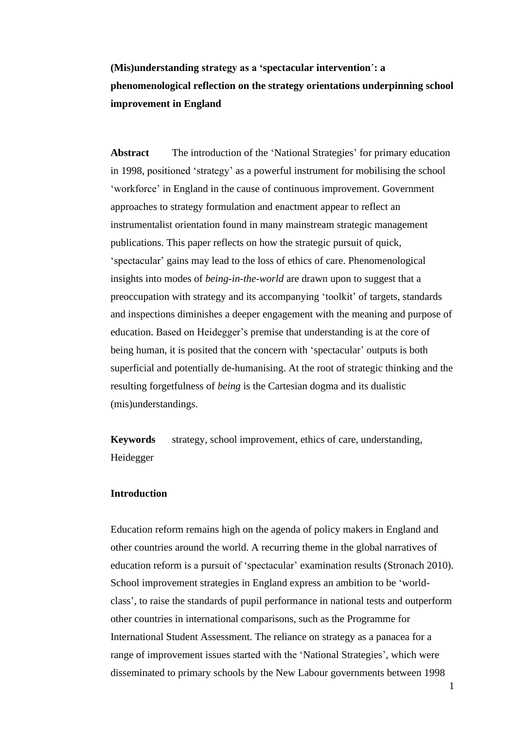# (Mis)understanding strategy as a 'spectacular intervention': a phenomenological reflection on the strategy orientations underpinning school improvement in England

**Abstract** The introduction of the 'National Strategies' for primary education in 1998, positioned 'strategy' as a powerful instrument for mobilising the school 'workforce' in England in the cause of continuous improvement. Government approaches to strategy formulation and enactment appear to reflect an instrumentalist orientation found in many mainstream strategic management publications. This paper reflects on how the strategic pursuit of quick, 'spectacular' gains may lead to the loss of ethics of care. Phenomenological insights into modes of *being-in-the-world* are drawn upon to suggest that a preoccupation with strategy and its accompanying 'toolkit' of targets, standards and inspections diminishes a deeper engagement with the meaning and purpose of education. Based on Heidegger's premise that understanding is at the core of being human, it is posited that the concern with 'spectacular' outputs is both superficial and potentially de-humanising. At the root of strategic thinking and the resulting forgetfulness of *being* is the Cartesian dogma and its dualistic (mis)understandings.

**Keywords** strategy, school improvement, ethics of care, understanding, Heidegger

## Introduction

Education reform remains high on the agenda of policy makers in England and other countries around the world. A recurring theme in the global narratives of education reform is a pursuit of 'spectacular' examination results (Stronach 2010). School improvement strategies in England express an ambition to be 'world-class', to raise the standards of pupil performance in national tests and outperform other countries in international comparisons, such as the Programme for International Student Assessment. The reliance on strategy as a panacea for a range of improvement issues started with the 'National Strategies', which were disseminated to primary schools by the New Labour governments between 1998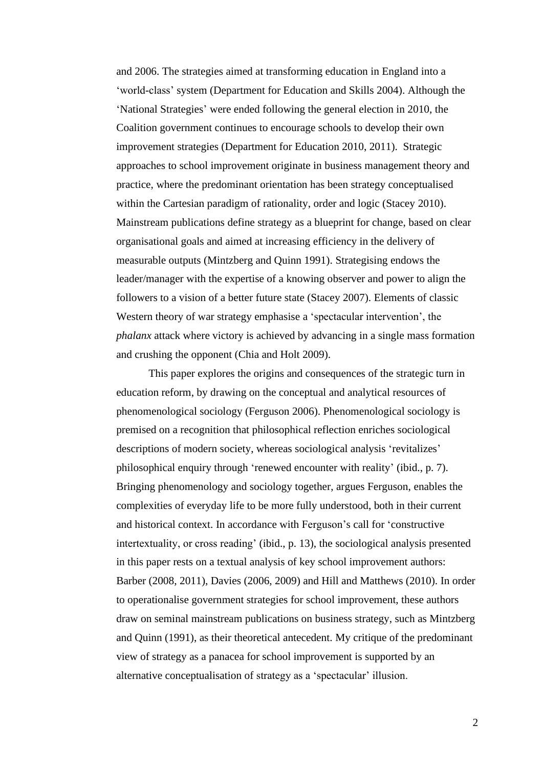and 2006. The strategies aimed at transforming education in England into a 'world-class' system (Department for Education and Skills 2004). Although the 'National Strategies' were ended following the general election in 2010, the Coalition government continues to encourage schools to develop their own improvement strategies (Department for Education 2010, 2011). Strategic approaches to school improvement originate in business management theory and practice, where the predominant orientation has been strategy conceptualised within the Cartesian paradigm of rationality, order and logic (Stacey 2010). Mainstream publications define strategy as a blueprint for change, based on clear organisational goals and aimed at increasing efficiency in the delivery of measurable outputs (Mintzberg and Quinn 1991). Strategising endows the leader/manager with the expertise of a knowing observer and power to align the followers to a vision of a better future state (Stacey 2007). Elements of classic Western theory of war strategy emphasise a 'spectacular intervention', the *phalanx* attack where victory is achieved by advancing in a single mass formation and crushing the opponent (Chia and Holt 2009).

This paper explores the origins and consequences of the strategic turn in education reform, by drawing on the conceptual and analytical resources of phenomenological sociology (Ferguson 2006). Phenomenological sociology is premised on a recognition that philosophical reflection enriches sociological descriptions of modern society, whereas sociological analysis 'revitalizes' philosophical enquiry through 'renewed encounter with reality' (ibid., p. 7). Bringing phenomenology and sociology together, argues Ferguson, enables the complexities of everyday life to be more fully understood, both in their current and historical context. In accordance with Ferguson's call for 'constructive intertextuality, or cross reading' (ibid., p. 13), the sociological analysis presented in this paper rests on a textual analysis of key school improvement authors: Barber (2008, 2011), Davies (2006, 2009) and Hill and Matthews (2010). In order to operationalise government strategies for school improvement, these authors draw on seminal mainstream publications on business strategy, such as Mintzberg and Quinn (1991), as their theoretical antecedent. My critique of the predominant view of strategy as a panacea for school improvement is supported by an alternative conceptualisation of strategy as a 'spectacular' illusion.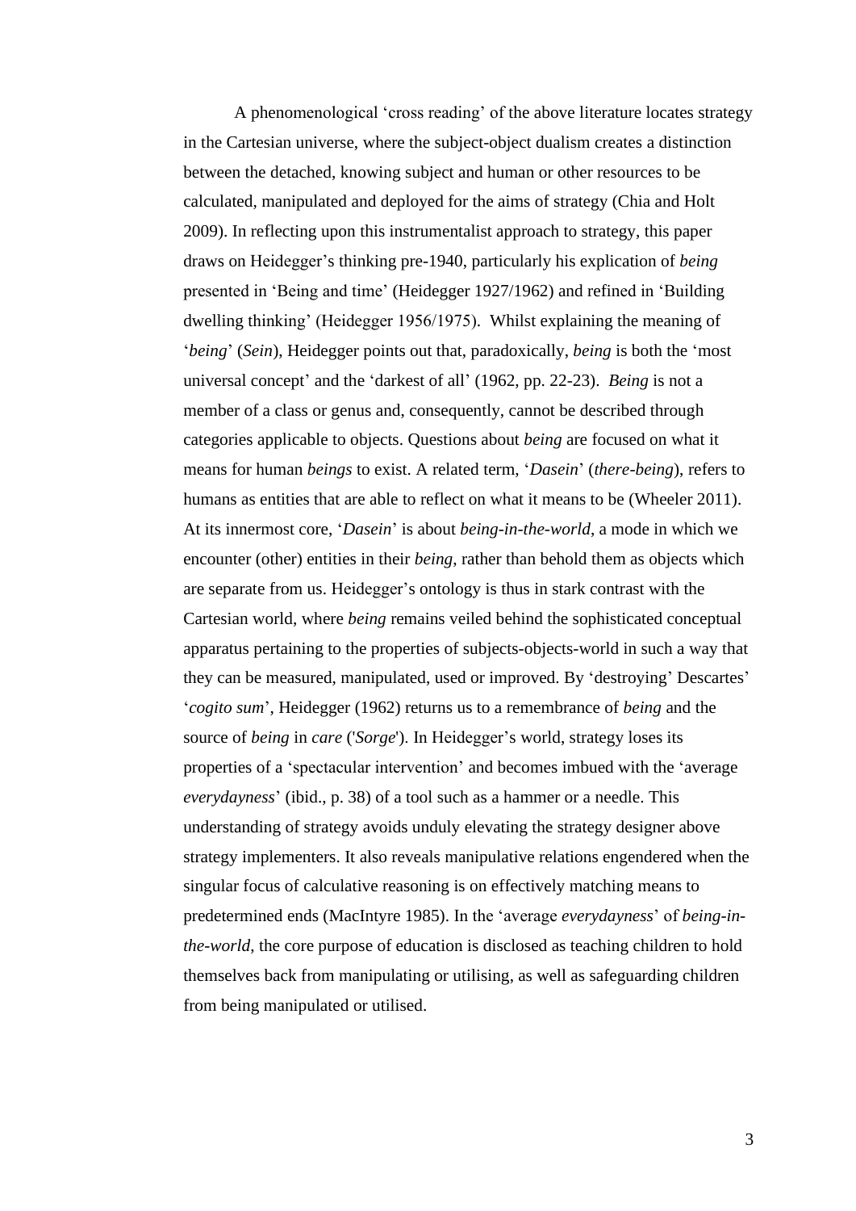A phenomenological 'cross reading' of the above literature locates strategy in the Cartesian universe, where the subject-object dualism creates a distinction between the detached, knowing subject and human or other resources to be calculated, manipulated and deployed for the aims of strategy (Chia and Holt 2009). In reflecting upon this instrumentalist approach to strategy, this paper draws on Heidegger's thinking pre-1940, particularly his explication of *being* presented in 'Being and time' (Heidegger 1927/1962) and refined in 'Building dwelling thinking' (Heidegger 1956/1975). Whilst explaining the meaning of '*being*' (*Sein*), Heidegger points out that, paradoxically, *being* is both the 'most universal concept' and the 'darkest of all' (1962, pp. 22-23). *Being* is not a member of a class or genus and, consequently, cannot be described through categories applicable to objects. Questions about *being* are focused on what it means for human *beings* to exist. A related term, '*Dasein*' (*there-being*), refers to humans as entities that are able to reflect on what it means to be (Wheeler 2011). At its innermost core, '*Dasein*' is about *being-in-the-world*, a mode in which we encounter (other) entities in their *being*, rather than behold them as objects which are separate from us. Heidegger's ontology is thus in stark contrast with the Cartesian world, where *being* remains veiled behind the sophisticated conceptual apparatus pertaining to the properties of subjects-objects-world in such a way that they can be measured, manipulated, used or improved. By 'destroying' Descartes' '*cogito sum*', Heidegger (1962) returns us to a remembrance of *being* and the source of *being* in *care* ('*Sorge*'). In Heidegger's world, strategy loses its properties of a 'spectacular intervention' and becomes imbued with the 'average *everydayness*' (ibid., p. 38) of a tool such as a hammer or a needle. This understanding of strategy avoids unduly elevating the strategy designer above strategy implementers. It also reveals manipulative relations engendered when the singular focus of calculative reasoning is on effectively matching means to predetermined ends (MacIntyre 1985). In the 'average *everydayness*' of *being-in-the-world*, the core purpose of education is disclosed as teaching children to hold themselves back from manipulating or utilising, as well as safeguarding children from being manipulated or utilised.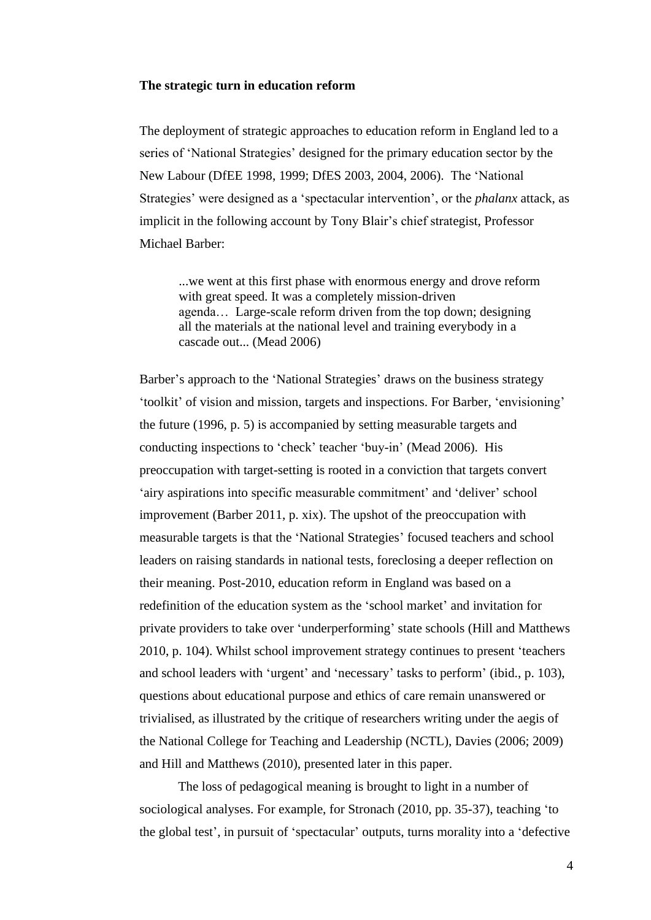**The strategic turn in education reform**

The deployment of strategic approaches to education reform in England led to a series of 'National Strategies' designed for the primary education sector by the New Labour (DfEE 1998, 1999; DfES 2003, 2004, 2006). The 'National Strategies' were designed as a 'spectacular intervention', or the *phalanx* attack, as implicit in the following account by Tony Blair's chief strategist, Professor Michael Barber:

> ...we went at this first phase with enormous energy and drove reform with great speed. It was a completely mission-driven agenda… Large-scale reform driven from the top down; designing all the materials at the national level and training everybody in a cascade out... (Mead 2006)

Barber's approach to the 'National Strategies' draws on the business strategy 'toolkit' of vision and mission, targets and inspections. For Barber, 'envisioning' the future (1996, p. 5) is accompanied by setting measurable targets and conducting inspections to 'check' teacher 'buy-in' (Mead 2006). His preoccupation with target-setting is rooted in a conviction that targets convert 'airy aspirations into specific measurable commitment' and 'deliver' school improvement (Barber 2011, p. xix). The upshot of the preoccupation with measurable targets is that the 'National Strategies' focused teachers and school leaders on raising standards in national tests, foreclosing a deeper reflection on their meaning. Post-2010, education reform in England was based on a redefinition of the education system as the 'school market' and invitation for private providers to take over 'underperforming' state schools (Hill and Matthews 2010, p. 104). Whilst school improvement strategy continues to present 'teachers and school leaders with 'urgent' and 'necessary' tasks to perform' (ibid., p. 103), questions about educational purpose and ethics of care remain unanswered or trivialised, as illustrated by the critique of researchers writing under the aegis of the National College for Teaching and Leadership (NCTL), Davies (2006; 2009) and Hill and Matthews (2010), presented later in this paper.

The loss of pedagogical meaning is brought to light in a number of sociological analyses. For example, for Stronach (2010, pp. 35-37), teaching 'to the global test', in pursuit of 'spectacular' outputs, turns morality into a 'defective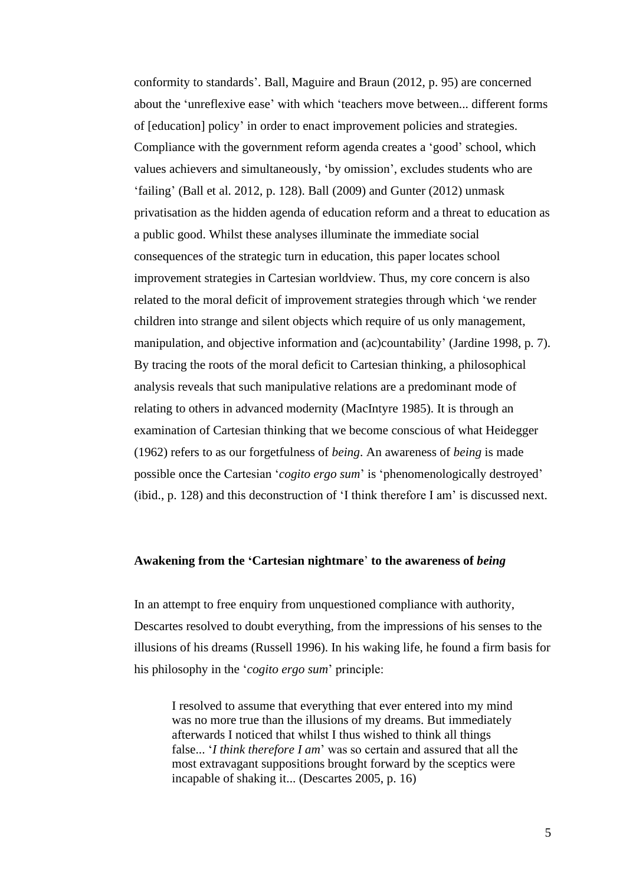conformity to standards'. Ball, Maguire and Braun (2012, p. 95) are concerned about the 'unreflexive ease' with which 'teachers move between... different forms of [education] policy' in order to enact improvement policies and strategies. Compliance with the government reform agenda creates a 'good' school, which values achievers and simultaneously, 'by omission', excludes students who are 'failing' (Ball et al. 2012, p. 128). Ball (2009) and Gunter (2012) unmask privatisation as the hidden agenda of education reform and a threat to education as a public good. Whilst these analyses illuminate the immediate social consequences of the strategic turn in education, this paper locates school improvement strategies in Cartesian worldview. Thus, my core concern is also related to the moral deficit of improvement strategies through which 'we render children into strange and silent objects which require of us only management, manipulation, and objective information and (ac)countability' (Jardine 1998, p. 7). By tracing the roots of the moral deficit to Cartesian thinking, a philosophical analysis reveals that such manipulative relations are a predominant mode of relating to others in advanced modernity (MacIntyre 1985). It is through an examination of Cartesian thinking that we become conscious of what Heidegger (1962) refers to as our forgetfulness of *being*. An awareness of *being* is made possible once the Cartesian '*cogito ergo sum*' is 'phenomenologically destroyed' (ibid., p. 128) and this deconstruction of 'I think therefore I am' is discussed next.

## Awakening from the 'Cartesian nightmare' to the awareness of *being*

In an attempt to free enquiry from unquestioned compliance with authority, Descartes resolved to doubt everything, from the impressions of his senses to the illusions of his dreams (Russell 1996). In his waking life, he found a firm basis for his philosophy in the '*cogito ergo sum*' principle:

> I resolved to assume that everything that ever entered into my mind was no more true than the illusions of my dreams. But immediately afterwards I noticed that whilst I thus wished to think all things false... '*I think therefore I am*' was so certain and assured that all the most extravagant suppositions brought forward by the sceptics were incapable of shaking it... (Descartes 2005, p. 16)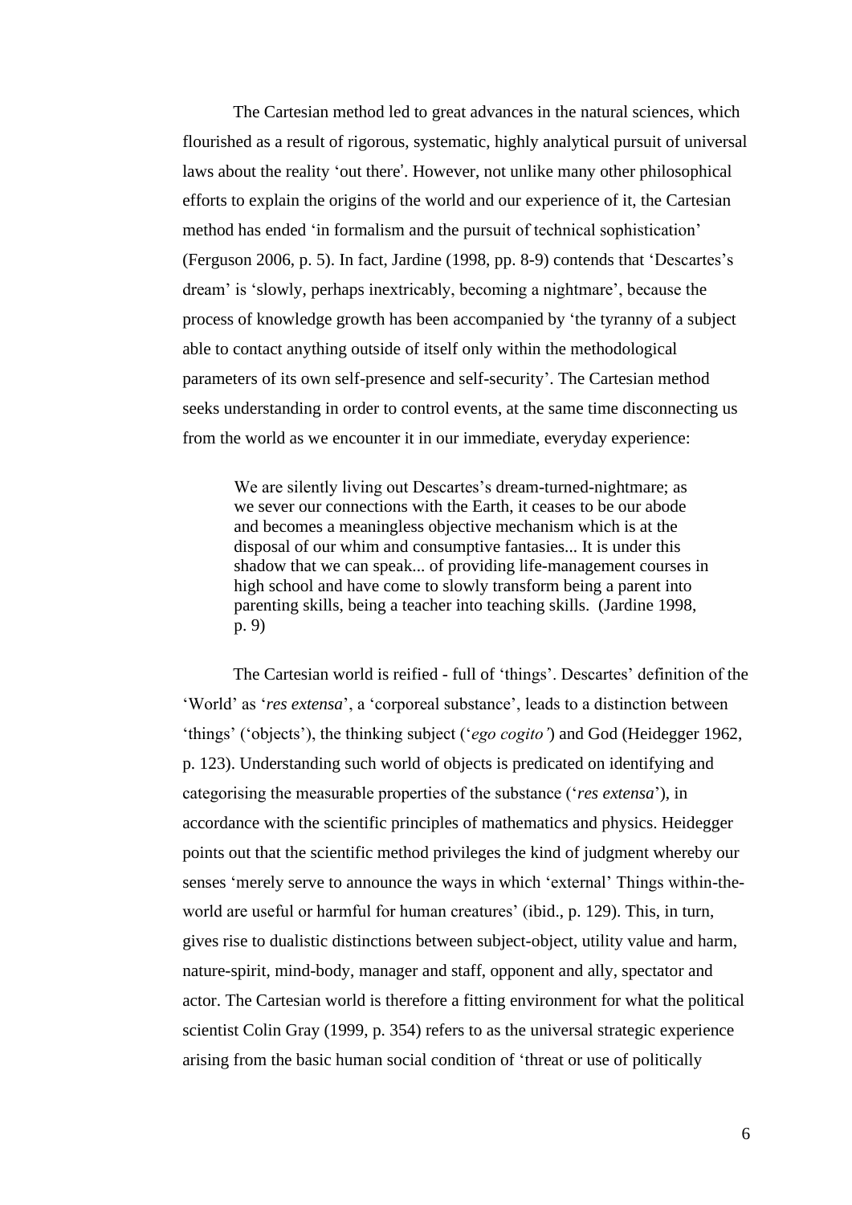The Cartesian method led to great advances in the natural sciences, which flourished as a result of rigorous, systematic, highly analytical pursuit of universal laws about the reality 'out there'. However, not unlike many other philosophical efforts to explain the origins of the world and our experience of it, the Cartesian method has ended 'in formalism and the pursuit of technical sophistication' (Ferguson 2006, p. 5). In fact, Jardine (1998, pp. 8-9) contends that 'Descartes's dream' is 'slowly, perhaps inextricably, becoming a nightmare', because the process of knowledge growth has been accompanied by 'the tyranny of a subject able to contact anything outside of itself only within the methodological parameters of its own self-presence and self-security'. The Cartesian method seeks understanding in order to control events, at the same time disconnecting us from the world as we encounter it in our immediate, everyday experience:

> We are silently living out Descartes's dream-turned-nightmare; as we sever our connections with the Earth, it ceases to be our abode and becomes a meaningless objective mechanism which is at the disposal of our whim and consumptive fantasies... It is under this shadow that we can speak... of providing life-management courses in high school and have come to slowly transform being a parent into parenting skills, being a teacher into teaching skills. (Jardine 1998, p. 9)

The Cartesian world is reified - full of 'things'. Descartes' definition of the 'World' as '*res extensa*', a 'corporeal substance', leads to a distinction between 'things' ('objects'), the thinking subject ('*ego cogito*') and God (Heidegger 1962, p. 123). Understanding such world of objects is predicated on identifying and categorising the measurable properties of the substance ('*res extensa*'), in accordance with the scientific principles of mathematics and physics. Heidegger points out that the scientific method privileges the kind of judgment whereby our senses 'merely serve to announce the ways in which 'external' Things within-the-world are useful or harmful for human creatures' (ibid., p. 129). This, in turn, gives rise to dualistic distinctions between subject-object, utility value and harm, nature-spirit, mind-body, manager and staff, opponent and ally, spectator and actor. The Cartesian world is therefore a fitting environment for what the political scientist Colin Gray (1999, p. 354) refers to as the universal strategic experience arising from the basic human social condition of 'threat or use of politically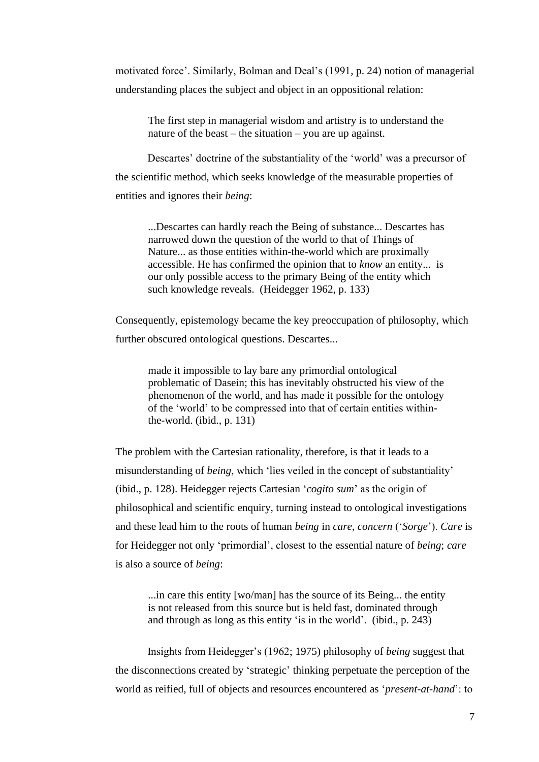motivated force'. Similarly, Bolman and Deal's (1991, p. 24) notion of managerial understanding places the subject and object in an oppositional relation:

> The first step in managerial wisdom and artistry is to understand the nature of the beast – the situation – you are up against.

Descartes' doctrine of the substantiality of the 'world' was a precursor of the scientific method, which seeks knowledge of the measurable properties of entities and ignores their *being*:

> ...Descartes can hardly reach the Being of substance... Descartes has narrowed down the question of the world to that of Things of Nature... as those entities within-the-world which are proximally accessible. He has confirmed the opinion that to *know* an entity... is our only possible access to the primary Being of the entity which such knowledge reveals. (Heidegger 1962, p. 133)

Consequently, epistemology became the key preoccupation of philosophy, which further obscured ontological questions. Descartes...

> made it impossible to lay bare any primordial ontological problematic of Dasein; this has inevitably obstructed his view of the phenomenon of the world, and has made it possible for the ontology of the 'world' to be compressed into that of certain entities within-the-world. (ibid., p. 131)

The problem with the Cartesian rationality, therefore, is that it leads to a misunderstanding of *being*, which 'lies veiled in the concept of substantiality' (ibid., p. 128). Heidegger rejects Cartesian '*cogito sum*' as the origin of philosophical and scientific enquiry, turning instead to ontological investigations and these lead him to the roots of human *being* in *care*, *concern* ('*Sorge*'). *Care* is for Heidegger not only 'primordial', closest to the essential nature of *being*; *care* is also a source of *being*:

> ...in care this entity [wo/man] has the source of its Being... the entity is not released from this source but is held fast, dominated through and through as long as this entity 'is in the world'. (ibid., p. 243)

Insights from Heidegger's (1962; 1975) philosophy of *being* suggest that the disconnections created by 'strategic' thinking perpetuate the perception of the world as reified, full of objects and resources encountered as '*present-at-hand*': to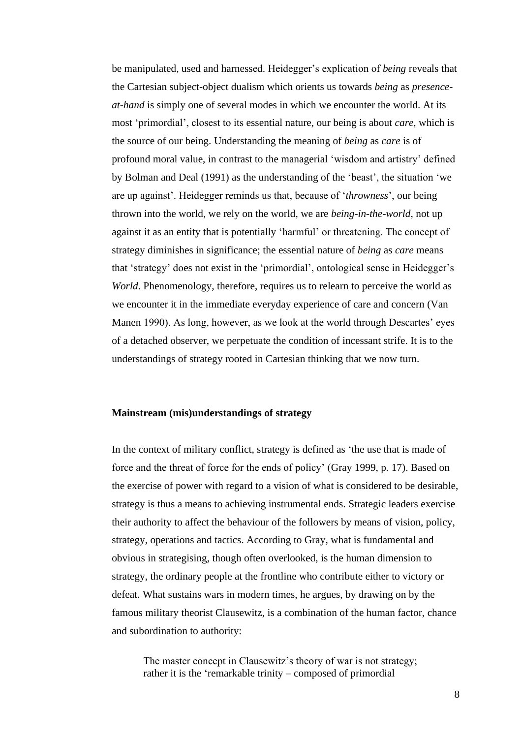be manipulated, used and harnessed. Heidegger's explication of *being* reveals that the Cartesian subject-object dualism which orients us towards *being* as *presence-at-hand* is simply one of several modes in which we encounter the world. At its most 'primordial', closest to its essential nature, our being is about *care*, which is the source of our being. Understanding the meaning of *being* as *care* is of profound moral value, in contrast to the managerial 'wisdom and artistry' defined by Bolman and Deal (1991) as the understanding of the 'beast', the situation 'we are up against'. Heidegger reminds us that, because of '*throwness*', our being thrown into the world, we rely on the world, we are *being-in-the-world*, not up against it as an entity that is potentially 'harmful' or threatening. The concept of strategy diminishes in significance; the essential nature of *being* as *care* means that 'strategy' does not exist in the 'primordial', ontological sense in Heidegger's *World*. Phenomenology, therefore, requires us to relearn to perceive the world as we encounter it in the immediate everyday experience of care and concern (Van Manen 1990). As long, however, as we look at the world through Descartes' eyes of a detached observer, we perpetuate the condition of incessant strife. It is to the understandings of strategy rooted in Cartesian thinking that we now turn.

**Mainstream (mis)understandings of strategy**

In the context of military conflict, strategy is defined as 'the use that is made of force and the threat of force for the ends of policy' (Gray 1999, p. 17). Based on the exercise of power with regard to a vision of what is considered to be desirable, strategy is thus a means to achieving instrumental ends. Strategic leaders exercise their authority to affect the behaviour of the followers by means of vision, policy, strategy, operations and tactics. According to Gray, what is fundamental and obvious in strategising, though often overlooked, is the human dimension to strategy, the ordinary people at the frontline who contribute either to victory or defeat. What sustains wars in modern times, he argues, by drawing on by the famous military theorist Clausewitz, is a combination of the human factor, chance and subordination to authority:

> The master concept in Clausewitz's theory of war is not strategy; rather it is the 'remarkable trinity – composed of primordial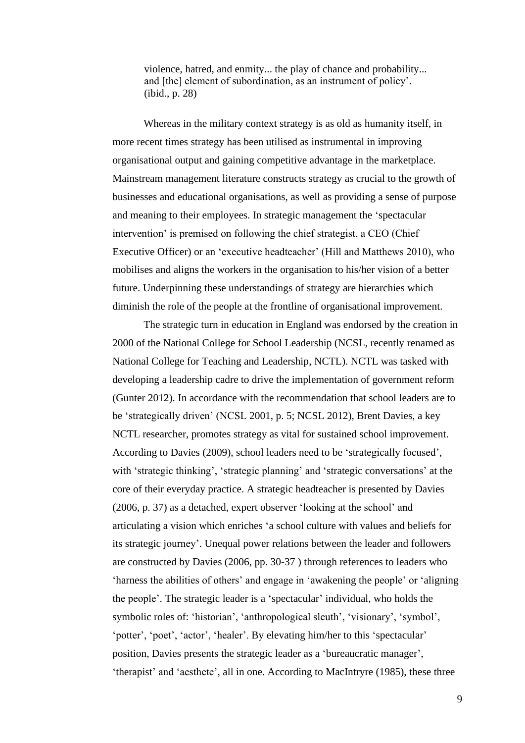> violence, hatred, and enmity... the play of chance and probability... and [the] element of subordination, as an instrument of policy'. (ibid., p. 28)

Whereas in the military context strategy is as old as humanity itself, in more recent times strategy has been utilised as instrumental in improving organisational output and gaining competitive advantage in the marketplace. Mainstream management literature constructs strategy as crucial to the growth of businesses and educational organisations, as well as providing a sense of purpose and meaning to their employees. In strategic management the 'spectacular intervention' is premised on following the chief strategist, a CEO (Chief Executive Officer) or an 'executive headteacher' (Hill and Matthews 2010), who mobilises and aligns the workers in the organisation to his/her vision of a better future. Underpinning these understandings of strategy are hierarchies which diminish the role of the people at the frontline of organisational improvement.

The strategic turn in education in England was endorsed by the creation in 2000 of the National College for School Leadership (NCSL, recently renamed as National College for Teaching and Leadership, NCTL). NCTL was tasked with developing a leadership cadre to drive the implementation of government reform (Gunter 2012). In accordance with the recommendation that school leaders are to be 'strategically driven' (NCSL 2001, p. 5; NCSL 2012), Brent Davies, a key NCTL researcher, promotes strategy as vital for sustained school improvement. According to Davies (2009), school leaders need to be 'strategically focused', with 'strategic thinking', 'strategic planning' and 'strategic conversations' at the core of their everyday practice. A strategic headteacher is presented by Davies (2006, p. 37) as a detached, expert observer 'looking at the school' and articulating a vision which enriches 'a school culture with values and beliefs for its strategic journey'. Unequal power relations between the leader and followers are constructed by Davies (2006, pp. 30-37 ) through references to leaders who 'harness the abilities of others' and engage in 'awakening the people' or 'aligning the people'. The strategic leader is a 'spectacular' individual, who holds the symbolic roles of: 'historian', 'anthropological sleuth', 'visionary', 'symbol', 'potter', 'poet', 'actor', 'healer'. By elevating him/her to this 'spectacular' position, Davies presents the strategic leader as a 'bureaucratic manager', 'therapist' and 'aesthete', all in one. According to MacIntryre (1985), these three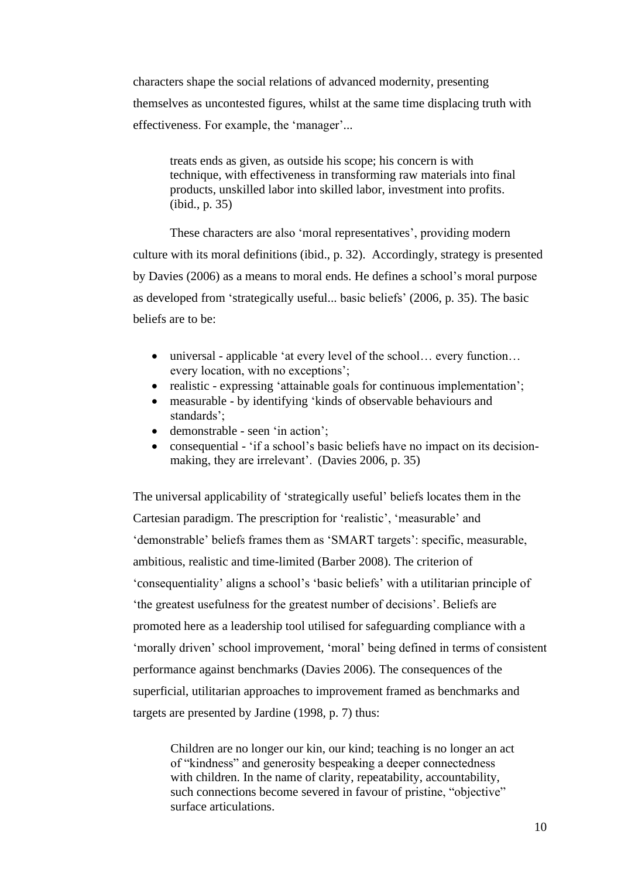characters shape the social relations of advanced modernity, presenting themselves as uncontested figures, whilst at the same time displacing truth with effectiveness. For example, the 'manager'...

> treats ends as given, as outside his scope; his concern is with technique, with effectiveness in transforming raw materials into final products, unskilled labor into skilled labor, investment into profits. (ibid., p. 35)

These characters are also 'moral representatives', providing modern culture with its moral definitions (ibid., p. 32). Accordingly, strategy is presented by Davies (2006) as a means to moral ends. He defines a school's moral purpose as developed from 'strategically useful... basic beliefs' (2006, p. 35). The basic beliefs are to be:

- universal - applicable 'at every level of the school… every function… every location, with no exceptions';
- realistic - expressing 'attainable goals for continuous implementation';
- measurable - by identifying 'kinds of observable behaviours and standards';
- demonstrable - seen 'in action';
- consequential - 'if a school's basic beliefs have no impact on its decision-making, they are irrelevant'. (Davies 2006, p. 35)

The universal applicability of 'strategically useful' beliefs locates them in the Cartesian paradigm. The prescription for 'realistic', 'measurable' and 'demonstrable' beliefs frames them as 'SMART targets': specific, measurable, ambitious, realistic and time-limited (Barber 2008). The criterion of 'consequentiality' aligns a school's 'basic beliefs' with a utilitarian principle of 'the greatest usefulness for the greatest number of decisions'. Beliefs are promoted here as a leadership tool utilised for safeguarding compliance with a 'morally driven' school improvement, 'moral' being defined in terms of consistent performance against benchmarks (Davies 2006). The consequences of the superficial, utilitarian approaches to improvement framed as benchmarks and targets are presented by Jardine (1998, p. 7) thus:

> Children are no longer our kin, our kind; teaching is no longer an act of "kindness" and generosity bespeaking a deeper connectedness with children. In the name of clarity, repeatability, accountability, such connections become severed in favour of pristine, "objective" surface articulations.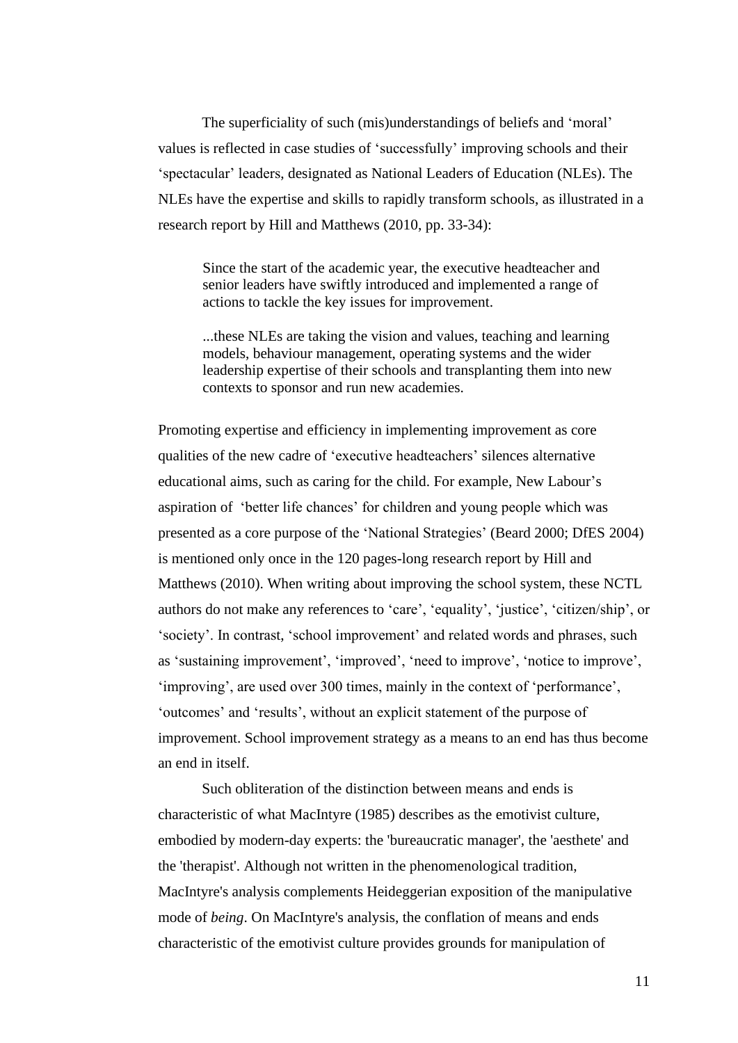The superficiality of such (mis)understandings of beliefs and 'moral' values is reflected in case studies of 'successfully' improving schools and their 'spectacular' leaders, designated as National Leaders of Education (NLEs). The NLEs have the expertise and skills to rapidly transform schools, as illustrated in a research report by Hill and Matthews (2010, pp. 33-34):

> Since the start of the academic year, the executive headteacher and senior leaders have swiftly introduced and implemented a range of actions to tackle the key issues for improvement.
>
> ...these NLEs are taking the vision and values, teaching and learning models, behaviour management, operating systems and the wider leadership expertise of their schools and transplanting them into new contexts to sponsor and run new academies.

Promoting expertise and efficiency in implementing improvement as core qualities of the new cadre of 'executive headteachers' silences alternative educational aims, such as caring for the child. For example, New Labour's aspiration of 'better life chances' for children and young people which was presented as a core purpose of the 'National Strategies' (Beard 2000; DfES 2004) is mentioned only once in the 120 pages-long research report by Hill and Matthews (2010). When writing about improving the school system, these NCTL authors do not make any references to 'care', 'equality', 'justice', 'citizen/ship', or 'society'. In contrast, 'school improvement' and related words and phrases, such as 'sustaining improvement', 'improved', 'need to improve', 'notice to improve', 'improving', are used over 300 times, mainly in the context of 'performance', 'outcomes' and 'results', without an explicit statement of the purpose of improvement. School improvement strategy as a means to an end has thus become an end in itself.

Such obliteration of the distinction between means and ends is characteristic of what MacIntyre (1985) describes as the emotivist culture, embodied by modern-day experts: the 'bureaucratic manager', the 'aesthete' and the 'therapist'. Although not written in the phenomenological tradition, MacIntyre's analysis complements Heideggerian exposition of the manipulative mode of *being*. On MacIntyre's analysis, the conflation of means and ends characteristic of the emotivist culture provides grounds for manipulation of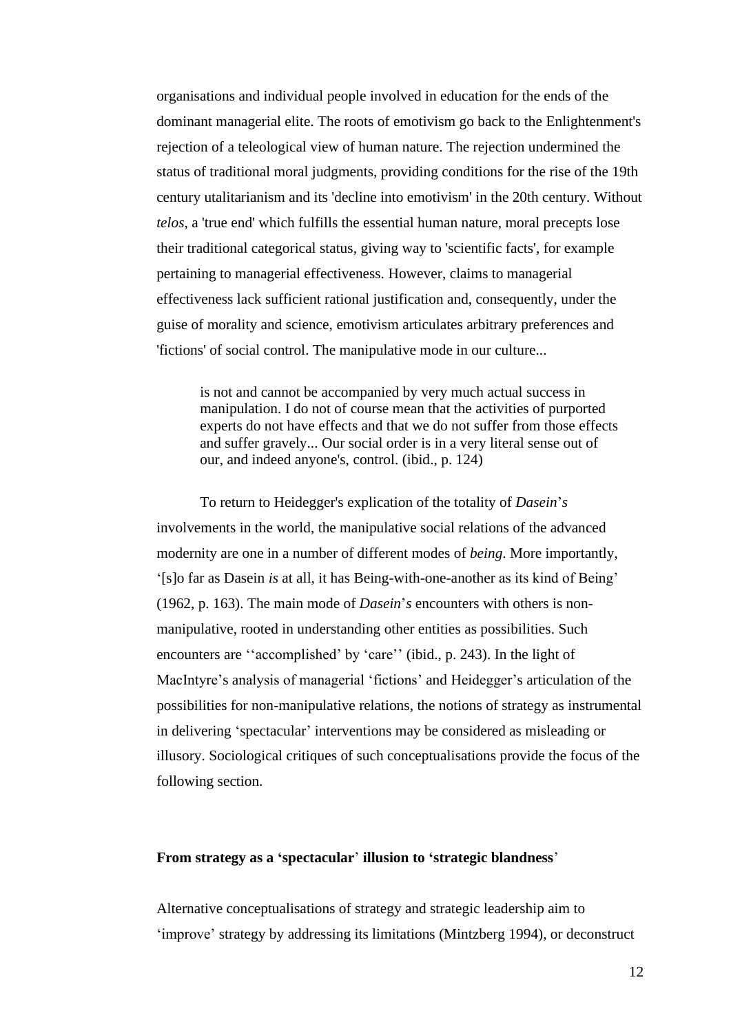organisations and individual people involved in education for the ends of the dominant managerial elite. The roots of emotivism go back to the Enlightenment's rejection of a teleological view of human nature. The rejection undermined the status of traditional moral judgments, providing conditions for the rise of the 19th century utalitarianism and its 'decline into emotivism' in the 20th century. Without *telos*, a 'true end' which fulfills the essential human nature, moral precepts lose their traditional categorical status, giving way to 'scientific facts', for example pertaining to managerial effectiveness. However, claims to managerial effectiveness lack sufficient rational justification and, consequently, under the guise of morality and science, emotivism articulates arbitrary preferences and 'fictions' of social control. The manipulative mode in our culture...

> is not and cannot be accompanied by very much actual success in manipulation. I do not of course mean that the activities of purported experts do not have effects and that we do not suffer from those effects and suffer gravely... Our social order is in a very literal sense out of our, and indeed anyone's, control. (ibid., p. 124)

To return to Heidegger's explication of the totality of *Dasein*'*s* involvements in the world, the manipulative social relations of the advanced modernity are one in a number of different modes of *being*. More importantly, '[s]o far as Dasein *is* at all, it has Being-with-one-another as its kind of Being' (1962, p. 163). The main mode of *Dasein*'*s* encounters with others is non-manipulative, rooted in understanding other entities as possibilities. Such encounters are ''accomplished' by 'care'' (ibid., p. 243). In the light of MacIntyre's analysis of managerial 'fictions' and Heidegger's articulation of the possibilities for non-manipulative relations, the notions of strategy as instrumental in delivering 'spectacular' interventions may be considered as misleading or illusory. Sociological critiques of such conceptualisations provide the focus of the following section.

## From strategy as a 'spectacular' illusion to 'strategic blandness'

Alternative conceptualisations of strategy and strategic leadership aim to 'improve' strategy by addressing its limitations (Mintzberg 1994), or deconstruct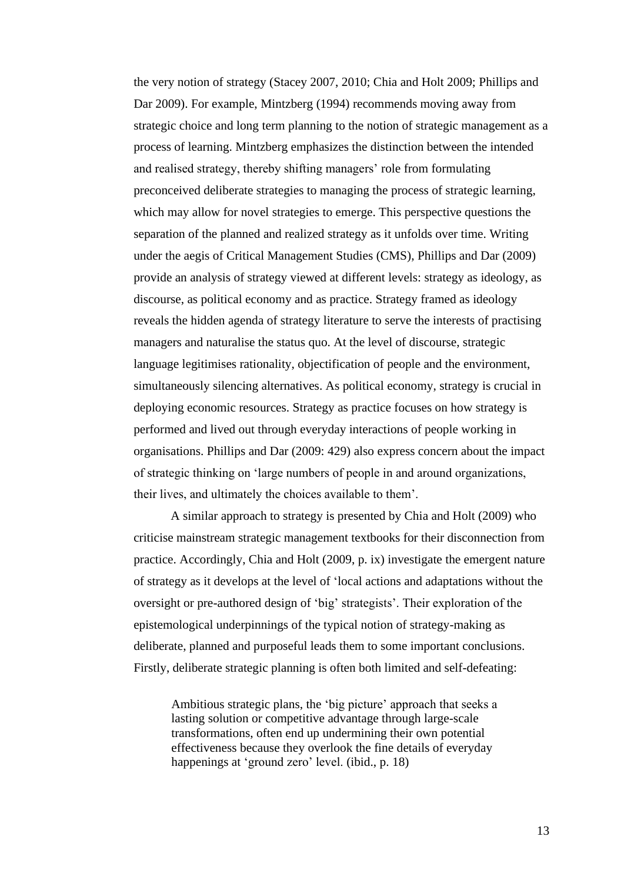the very notion of strategy (Stacey 2007, 2010; Chia and Holt 2009; Phillips and Dar 2009). For example, Mintzberg (1994) recommends moving away from strategic choice and long term planning to the notion of strategic management as a process of learning. Mintzberg emphasizes the distinction between the intended and realised strategy, thereby shifting managers' role from formulating preconceived deliberate strategies to managing the process of strategic learning, which may allow for novel strategies to emerge. This perspective questions the separation of the planned and realized strategy as it unfolds over time. Writing under the aegis of Critical Management Studies (CMS), Phillips and Dar (2009) provide an analysis of strategy viewed at different levels: strategy as ideology, as discourse, as political economy and as practice. Strategy framed as ideology reveals the hidden agenda of strategy literature to serve the interests of practising managers and naturalise the status quo. At the level of discourse, strategic language legitimises rationality, objectification of people and the environment, simultaneously silencing alternatives. As political economy, strategy is crucial in deploying economic resources. Strategy as practice focuses on how strategy is performed and lived out through everyday interactions of people working in organisations. Phillips and Dar (2009: 429) also express concern about the impact of strategic thinking on 'large numbers of people in and around organizations, their lives, and ultimately the choices available to them'.

A similar approach to strategy is presented by Chia and Holt (2009) who criticise mainstream strategic management textbooks for their disconnection from practice. Accordingly, Chia and Holt (2009, p. ix) investigate the emergent nature of strategy as it develops at the level of 'local actions and adaptations without the oversight or pre-authored design of 'big' strategists'. Their exploration of the epistemological underpinnings of the typical notion of strategy-making as deliberate, planned and purposeful leads them to some important conclusions. Firstly, deliberate strategic planning is often both limited and self-defeating:

> Ambitious strategic plans, the 'big picture' approach that seeks a lasting solution or competitive advantage through large-scale transformations, often end up undermining their own potential effectiveness because they overlook the fine details of everyday happenings at 'ground zero' level. (ibid., p. 18)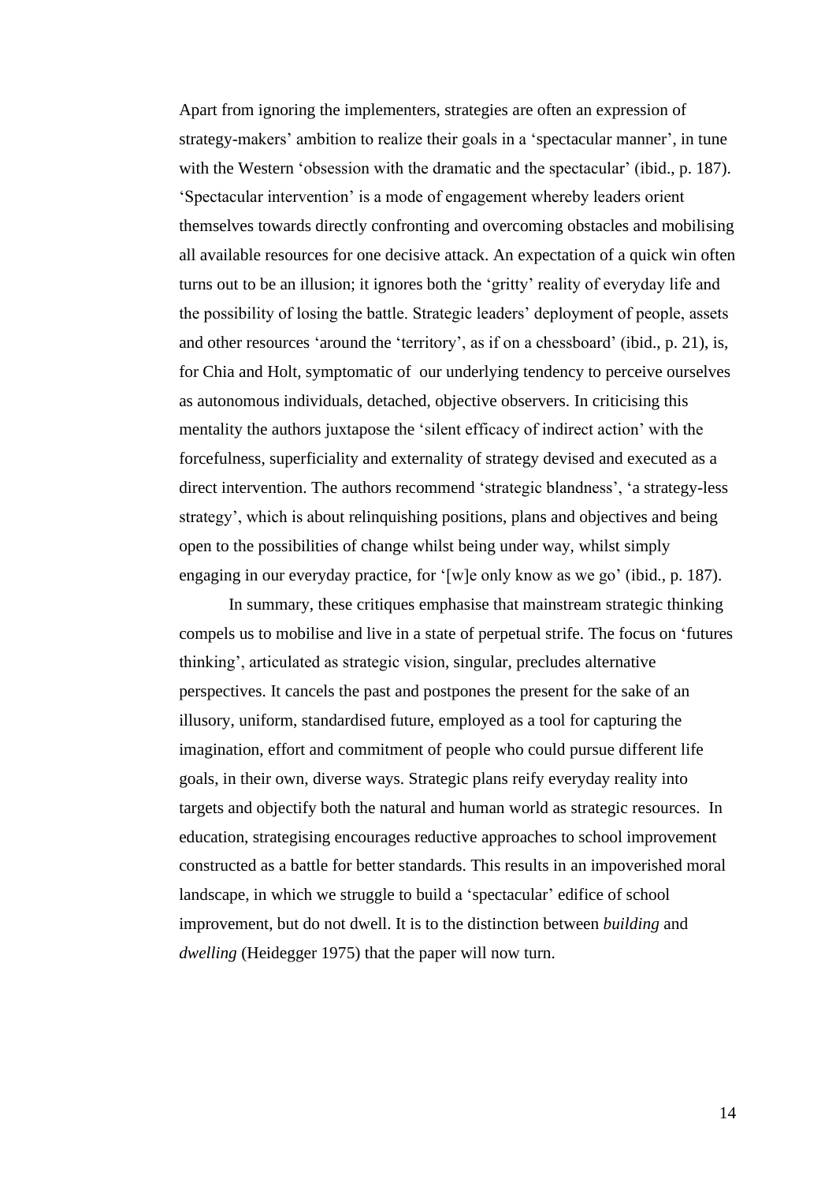Apart from ignoring the implementers, strategies are often an expression of strategy-makers' ambition to realize their goals in a 'spectacular manner', in tune with the Western 'obsession with the dramatic and the spectacular' (ibid., p. 187). 'Spectacular intervention' is a mode of engagement whereby leaders orient themselves towards directly confronting and overcoming obstacles and mobilising all available resources for one decisive attack. An expectation of a quick win often turns out to be an illusion; it ignores both the 'gritty' reality of everyday life and the possibility of losing the battle. Strategic leaders' deployment of people, assets and other resources 'around the 'territory', as if on a chessboard' (ibid., p. 21), is, for Chia and Holt, symptomatic of our underlying tendency to perceive ourselves as autonomous individuals, detached, objective observers. In criticising this mentality the authors juxtapose the 'silent efficacy of indirect action' with the forcefulness, superficiality and externality of strategy devised and executed as a direct intervention. The authors recommend 'strategic blandness', 'a strategy-less strategy', which is about relinquishing positions, plans and objectives and being open to the possibilities of change whilst being under way, whilst simply engaging in our everyday practice, for '[w]e only know as we go' (ibid., p. 187).

In summary, these critiques emphasise that mainstream strategic thinking compels us to mobilise and live in a state of perpetual strife. The focus on 'futures thinking', articulated as strategic vision, singular, precludes alternative perspectives. It cancels the past and postpones the present for the sake of an illusory, uniform, standardised future, employed as a tool for capturing the imagination, effort and commitment of people who could pursue different life goals, in their own, diverse ways. Strategic plans reify everyday reality into targets and objectify both the natural and human world as strategic resources. In education, strategising encourages reductive approaches to school improvement constructed as a battle for better standards. This results in an impoverished moral landscape, in which we struggle to build a 'spectacular' edifice of school improvement, but do not dwell. It is to the distinction between *building* and *dwelling* (Heidegger 1975) that the paper will now turn.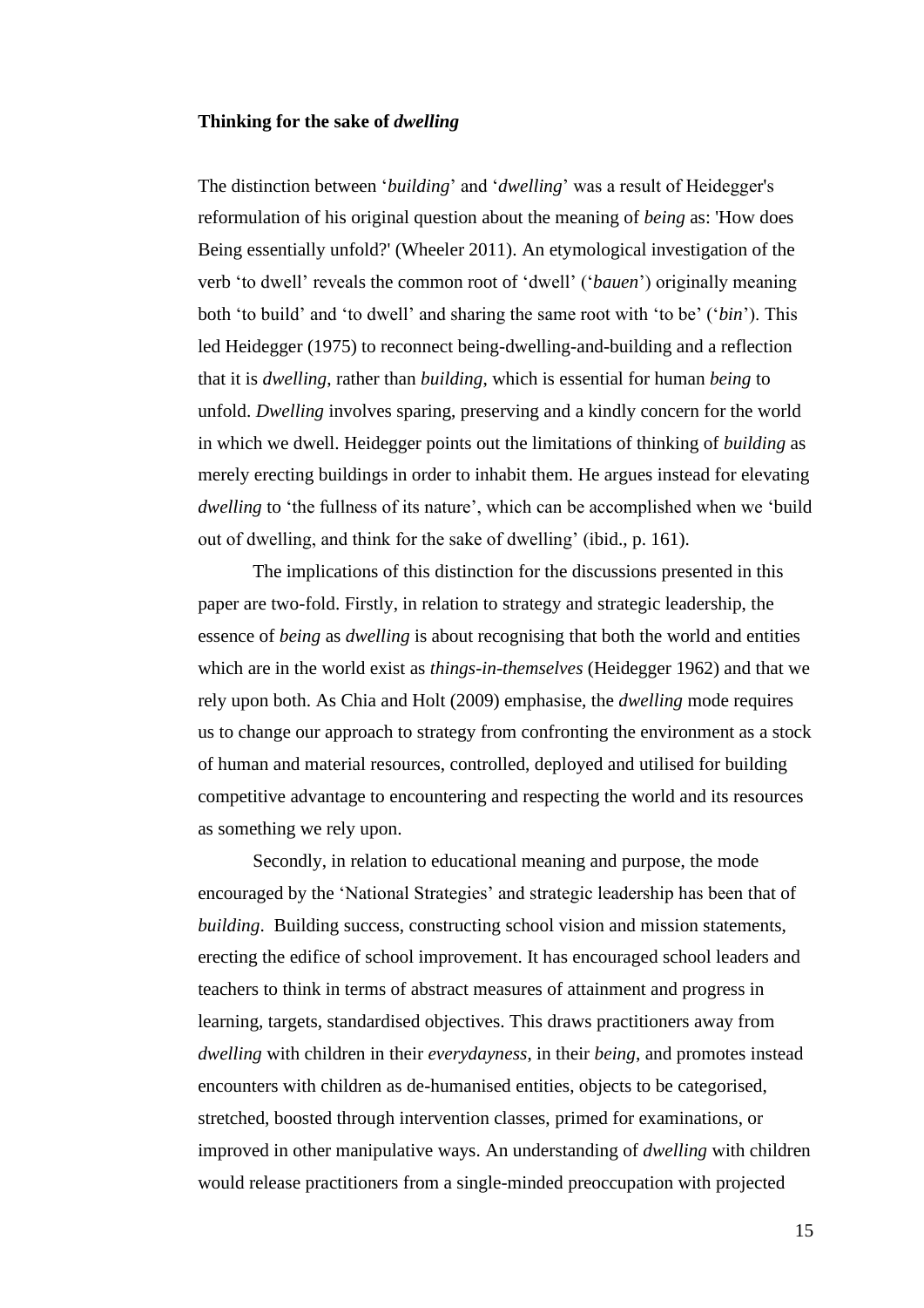### Thinking for the sake of *dwelling*

The distinction between '*building*' and '*dwelling*' was a result of Heidegger's reformulation of his original question about the meaning of *being* as: 'How does Being essentially unfold?' (Wheeler 2011). An etymological investigation of the verb 'to dwell' reveals the common root of 'dwell' ('*bauen*') originally meaning both 'to build' and 'to dwell' and sharing the same root with 'to be' ('*bin*'). This led Heidegger (1975) to reconnect being-dwelling-and-building and a reflection that it is *dwelling*, rather than *building*, which is essential for human *being* to unfold. *Dwelling* involves sparing, preserving and a kindly concern for the world in which we dwell. Heidegger points out the limitations of thinking of *building* as merely erecting buildings in order to inhabit them. He argues instead for elevating *dwelling* to 'the fullness of its nature', which can be accomplished when we 'build out of dwelling, and think for the sake of dwelling' (ibid., p. 161).

The implications of this distinction for the discussions presented in this paper are two-fold. Firstly, in relation to strategy and strategic leadership, the essence of *being* as *dwelling* is about recognising that both the world and entities which are in the world exist as *things-in-themselves* (Heidegger 1962) and that we rely upon both. As Chia and Holt (2009) emphasise, the *dwelling* mode requires us to change our approach to strategy from confronting the environment as a stock of human and material resources, controlled, deployed and utilised for building competitive advantage to encountering and respecting the world and its resources as something we rely upon.

Secondly, in relation to educational meaning and purpose, the mode encouraged by the 'National Strategies' and strategic leadership has been that of *building*. Building success, constructing school vision and mission statements, erecting the edifice of school improvement. It has encouraged school leaders and teachers to think in terms of abstract measures of attainment and progress in learning, targets, standardised objectives. This draws practitioners away from *dwelling* with children in their *everydayness*, in their *being*, and promotes instead encounters with children as de-humanised entities, objects to be categorised, stretched, boosted through intervention classes, primed for examinations, or improved in other manipulative ways. An understanding of *dwelling* with children would release practitioners from a single-minded preoccupation with projected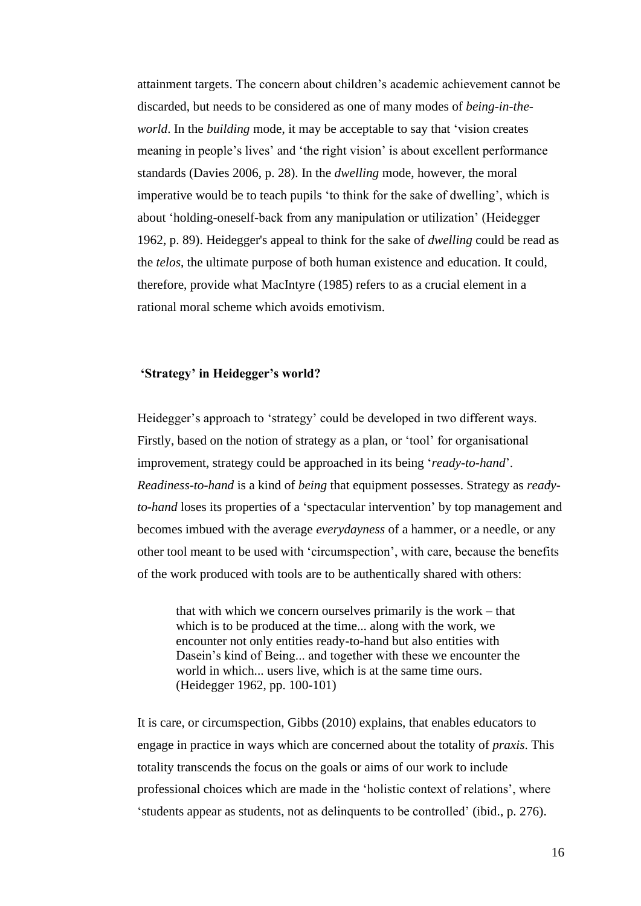attainment targets. The concern about children's academic achievement cannot be discarded, but needs to be considered as one of many modes of *being-in-the-world*. In the *building* mode, it may be acceptable to say that 'vision creates meaning in people's lives' and 'the right vision' is about excellent performance standards (Davies 2006, p. 28). In the *dwelling* mode, however, the moral imperative would be to teach pupils 'to think for the sake of dwelling', which is about 'holding-oneself-back from any manipulation or utilization' (Heidegger 1962, p. 89). Heidegger's appeal to think for the sake of *dwelling* could be read as the *telos*, the ultimate purpose of both human existence and education. It could, therefore, provide what MacIntyre (1985) refers to as a crucial element in a rational moral scheme which avoids emotivism.

## 'Strategy' in Heidegger's world?

Heidegger's approach to 'strategy' could be developed in two different ways. Firstly, based on the notion of strategy as a plan, or 'tool' for organisational improvement, strategy could be approached in its being '*ready-to-hand*'. *Readiness-to-hand* is a kind of *being* that equipment possesses. Strategy as *ready-to-hand* loses its properties of a 'spectacular intervention' by top management and becomes imbued with the average *everydayness* of a hammer, or a needle, or any other tool meant to be used with 'circumspection', with care, because the benefits of the work produced with tools are to be authentically shared with others:

> that with which we concern ourselves primarily is the work – that which is to be produced at the time... along with the work, we encounter not only entities ready-to-hand but also entities with Dasein's kind of Being... and together with these we encounter the world in which... users live, which is at the same time ours. (Heidegger 1962, pp. 100-101)

It is care, or circumspection, Gibbs (2010) explains, that enables educators to engage in practice in ways which are concerned about the totality of *praxis*. This totality transcends the focus on the goals or aims of our work to include professional choices which are made in the 'holistic context of relations', where 'students appear as students, not as delinquents to be controlled' (ibid., p. 276).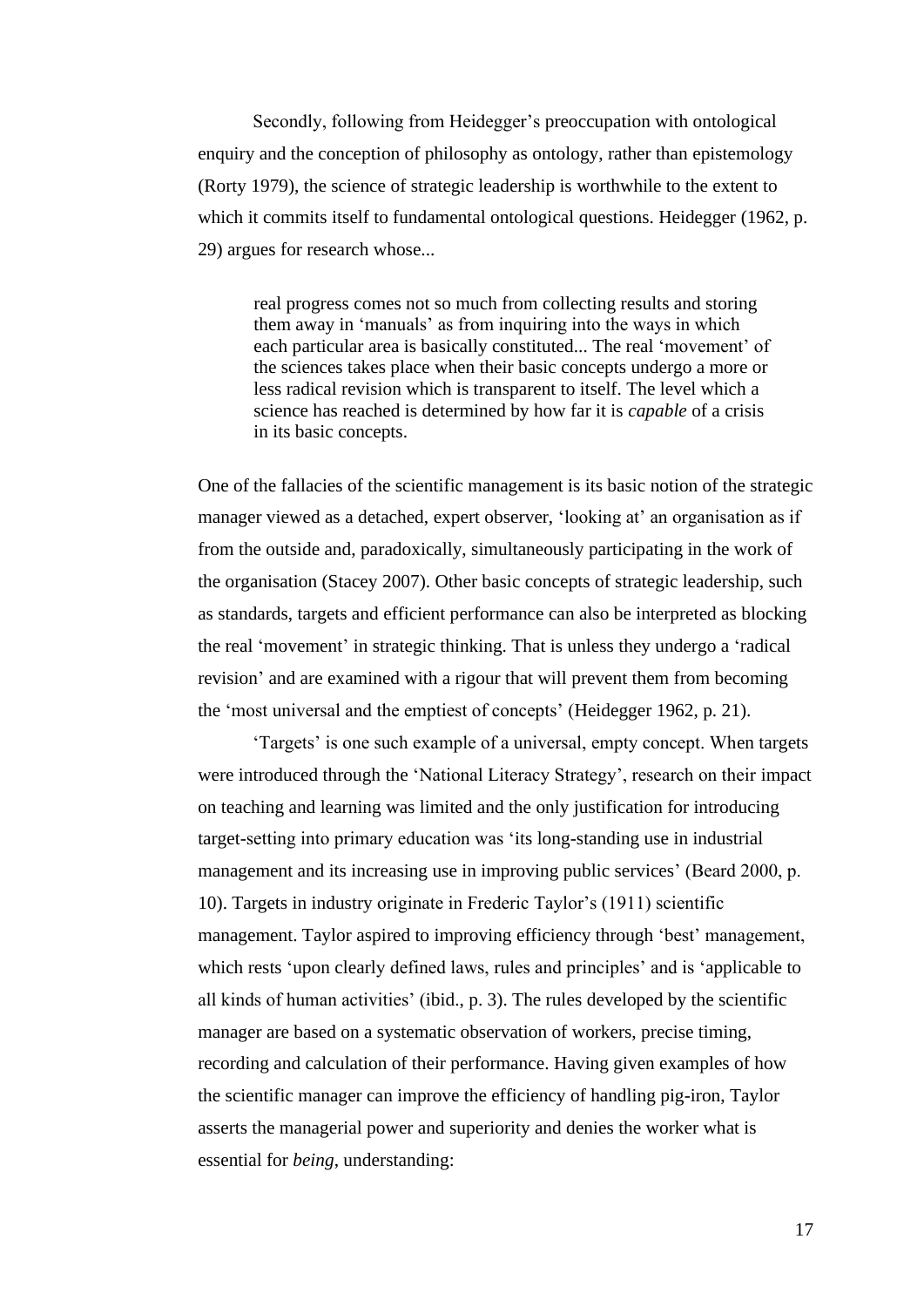Secondly, following from Heidegger's preoccupation with ontological enquiry and the conception of philosophy as ontology, rather than epistemology (Rorty 1979), the science of strategic leadership is worthwhile to the extent to which it commits itself to fundamental ontological questions. Heidegger (1962, p. 29) argues for research whose...

> real progress comes not so much from collecting results and storing them away in 'manuals' as from inquiring into the ways in which each particular area is basically constituted... The real 'movement' of the sciences takes place when their basic concepts undergo a more or less radical revision which is transparent to itself. The level which a science has reached is determined by how far it is *capable* of a crisis in its basic concepts.

One of the fallacies of the scientific management is its basic notion of the strategic manager viewed as a detached, expert observer, 'looking at' an organisation as if from the outside and, paradoxically, simultaneously participating in the work of the organisation (Stacey 2007). Other basic concepts of strategic leadership, such as standards, targets and efficient performance can also be interpreted as blocking the real 'movement' in strategic thinking. That is unless they undergo a 'radical revision' and are examined with a rigour that will prevent them from becoming the 'most universal and the emptiest of concepts' (Heidegger 1962, p. 21).

'Targets' is one such example of a universal, empty concept. When targets were introduced through the 'National Literacy Strategy', research on their impact on teaching and learning was limited and the only justification for introducing target-setting into primary education was 'its long-standing use in industrial management and its increasing use in improving public services' (Beard 2000, p. 10). Targets in industry originate in Frederic Taylor's (1911) scientific management. Taylor aspired to improving efficiency through 'best' management, which rests 'upon clearly defined laws, rules and principles' and is 'applicable to all kinds of human activities' (ibid., p. 3). The rules developed by the scientific manager are based on a systematic observation of workers, precise timing, recording and calculation of their performance. Having given examples of how the scientific manager can improve the efficiency of handling pig-iron, Taylor asserts the managerial power and superiority and denies the worker what is essential for *being*, understanding: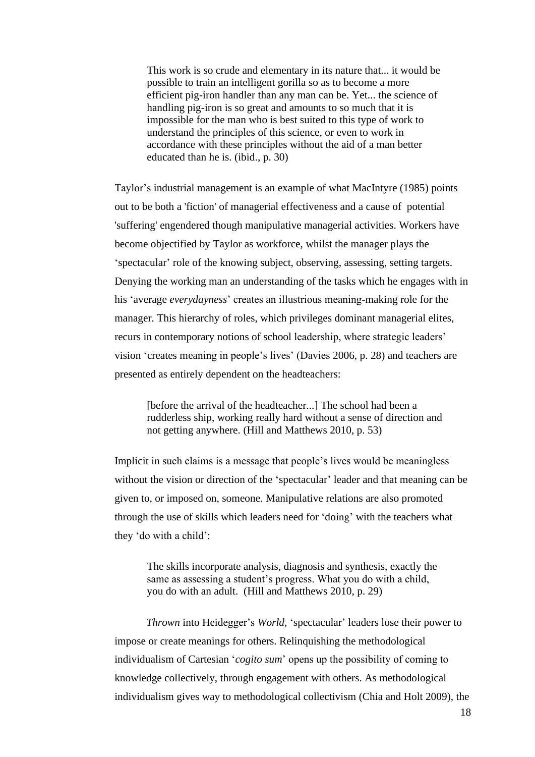> This work is so crude and elementary in its nature that... it would be possible to train an intelligent gorilla so as to become a more efficient pig-iron handler than any man can be. Yet... the science of handling pig-iron is so great and amounts to so much that it is impossible for the man who is best suited to this type of work to understand the principles of this science, or even to work in accordance with these principles without the aid of a man better educated than he is. (ibid., p. 30)

Taylor's industrial management is an example of what MacIntyre (1985) points out to be both a 'fiction' of managerial effectiveness and a cause of potential 'suffering' engendered though manipulative managerial activities. Workers have become objectified by Taylor as workforce, whilst the manager plays the 'spectacular' role of the knowing subject, observing, assessing, setting targets. Denying the working man an understanding of the tasks which he engages with in his 'average *everydayness*' creates an illustrious meaning-making role for the manager. This hierarchy of roles, which privileges dominant managerial elites, recurs in contemporary notions of school leadership, where strategic leaders' vision 'creates meaning in people's lives' (Davies 2006, p. 28) and teachers are presented as entirely dependent on the headteachers:

> [before the arrival of the headteacher...] The school had been a rudderless ship, working really hard without a sense of direction and not getting anywhere. (Hill and Matthews 2010, p. 53)

Implicit in such claims is a message that people's lives would be meaningless without the vision or direction of the 'spectacular' leader and that meaning can be given to, or imposed on, someone. Manipulative relations are also promoted through the use of skills which leaders need for 'doing' with the teachers what they 'do with a child':

> The skills incorporate analysis, diagnosis and synthesis, exactly the same as assessing a student's progress. What you do with a child, you do with an adult. (Hill and Matthews 2010, p. 29)

*Thrown* into Heidegger's *World*, 'spectacular' leaders lose their power to impose or create meanings for others. Relinquishing the methodological individualism of Cartesian '*cogito sum*' opens up the possibility of coming to knowledge collectively, through engagement with others. As methodological individualism gives way to methodological collectivism (Chia and Holt 2009), the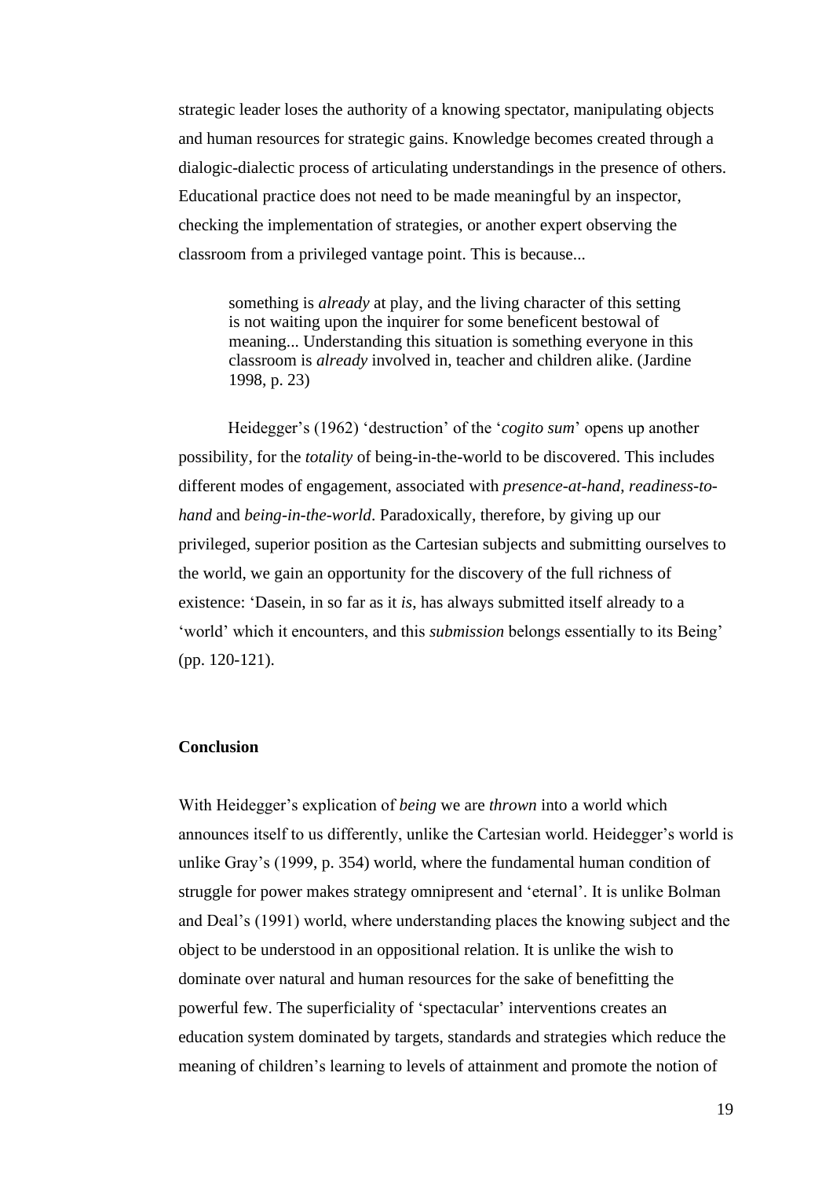strategic leader loses the authority of a knowing spectator, manipulating objects and human resources for strategic gains. Knowledge becomes created through a dialogic-dialectic process of articulating understandings in the presence of others. Educational practice does not need to be made meaningful by an inspector, checking the implementation of strategies, or another expert observing the classroom from a privileged vantage point. This is because...

> something is *already* at play, and the living character of this setting is not waiting upon the inquirer for some beneficent bestowal of meaning... Understanding this situation is something everyone in this classroom is *already* involved in, teacher and children alike. (Jardine 1998, p. 23)

Heidegger's (1962) 'destruction' of the '*cogito sum*' opens up another possibility, for the *totality* of being-in-the-world to be discovered. This includes different modes of engagement, associated with *presence-at-hand*, *readiness-to-hand* and *being-in-the-world*. Paradoxically, therefore, by giving up our privileged, superior position as the Cartesian subjects and submitting ourselves to the world, we gain an opportunity for the discovery of the full richness of existence: 'Dasein, in so far as it *is*, has always submitted itself already to a 'world' which it encounters, and this *submission* belongs essentially to its Being' (pp. 120-121).

## Conclusion

With Heidegger's explication of *being* we are *thrown* into a world which announces itself to us differently, unlike the Cartesian world. Heidegger's world is unlike Gray's (1999, p. 354) world, where the fundamental human condition of struggle for power makes strategy omnipresent and 'eternal'. It is unlike Bolman and Deal's (1991) world, where understanding places the knowing subject and the object to be understood in an oppositional relation. It is unlike the wish to dominate over natural and human resources for the sake of benefitting the powerful few. The superficiality of 'spectacular' interventions creates an education system dominated by targets, standards and strategies which reduce the meaning of children's learning to levels of attainment and promote the notion of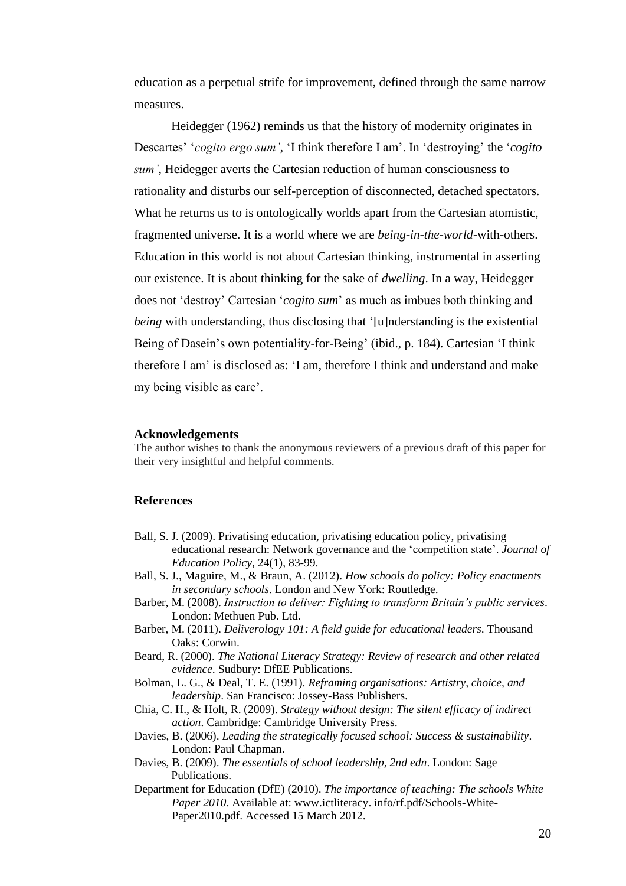education as a perpetual strife for improvement, defined through the same narrow measures.

Heidegger (1962) reminds us that the history of modernity originates in Descartes' '*cogito ergo sum'*, 'I think therefore I am'. In 'destroying' the '*cogito sum'*, Heidegger averts the Cartesian reduction of human consciousness to rationality and disturbs our self-perception of disconnected, detached spectators. What he returns us to is ontologically worlds apart from the Cartesian atomistic, fragmented universe. It is a world where we are *being-in-the-world*-with-others. Education in this world is not about Cartesian thinking, instrumental in asserting our existence. It is about thinking for the sake of *dwelling*. In a way, Heidegger does not 'destroy' Cartesian '*cogito sum*' as much as imbues both thinking and *being* with understanding, thus disclosing that '[u]nderstanding is the existential Being of Dasein's own potentiality-for-Being' (ibid., p. 184). Cartesian 'I think therefore I am' is disclosed as: 'I am, therefore I think and understand and make my being visible as care'.

**Acknowledgements**

The author wishes to thank the anonymous reviewers of a previous draft of this paper for their very insightful and helpful comments.

## References

Ball, S. J. (2009). Privatising education, privatising education policy, privatising educational research: Network governance and the 'competition state'. *Journal of Education Policy*, 24(1), 83-99.

Ball, S. J., Maguire, M., & Braun, A. (2012). *How schools do policy: Policy enactments in secondary schools*. London and New York: Routledge.

Barber, M. (2008). *Instruction to deliver: Fighting to transform Britain's public services*. London: Methuen Pub. Ltd.

Barber, M. (2011). *Deliverology 101: A field guide for educational leaders*. Thousand Oaks: Corwin.

Beard, R. (2000). *The National Literacy Strategy: Review of research and other related evidence*. Sudbury: DfEE Publications.

Bolman, L. G., & Deal, T. E. (1991). *Reframing organisations: Artistry, choice, and leadership*. San Francisco: Jossey-Bass Publishers.

Chia, C. H., & Holt, R. (2009). *Strategy without design: The silent efficacy of indirect action*. Cambridge: Cambridge University Press.

Davies, B. (2006). *Leading the strategically focused school: Success & sustainability*. London: Paul Chapman.

Davies, B. (2009). *The essentials of school leadership, 2nd edn*. London: Sage Publications.

Department for Education (DfE) (2010). *The importance of teaching: The schools White Paper 2010*. Available at: www.ictliteracy. info/rf.pdf/Schools-White-Paper2010.pdf. Accessed 15 March 2012.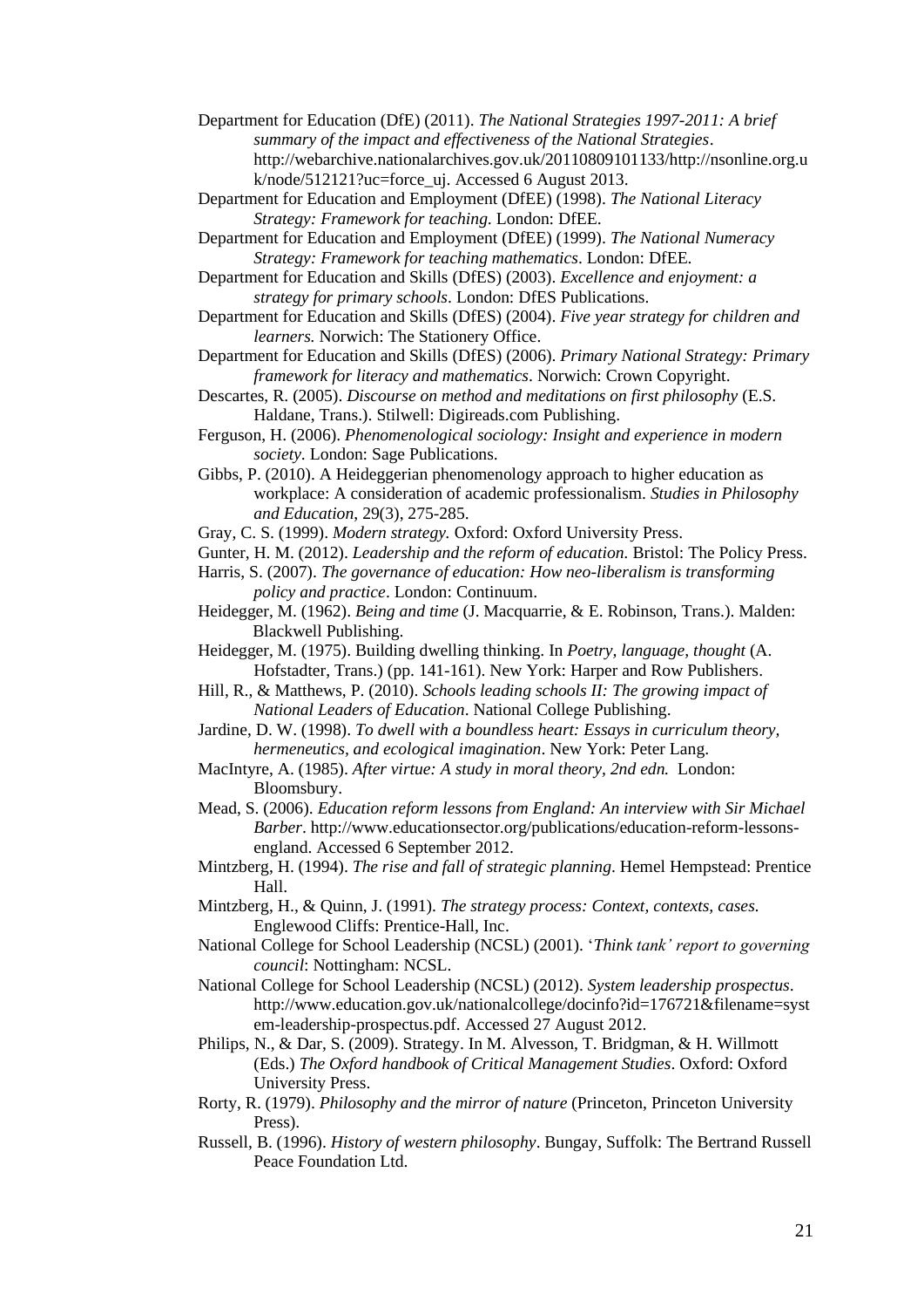Department for Education (DfE) (2011). *The National Strategies 1997-2011: A brief summary of the impact and effectiveness of the National Strategies*. http://webarchive.nationalarchives.gov.uk/20110809101133/http://nsonline.org.uk/node/512121?uc=force_uj. Accessed 6 August 2013.

Department for Education and Employment (DfEE) (1998). *The National Literacy Strategy: Framework for teaching.* London: DfEE.

Department for Education and Employment (DfEE) (1999). *The National Numeracy Strategy: Framework for teaching mathematics*. London: DfEE.

Department for Education and Skills (DfES) (2003). *Excellence and enjoyment: a strategy for primary schools*. London: DfES Publications.

Department for Education and Skills (DfES) (2004). *Five year strategy for children and learners.* Norwich: The Stationery Office.

Department for Education and Skills (DfES) (2006). *Primary National Strategy: Primary framework for literacy and mathematics*. Norwich: Crown Copyright.

Descartes, R. (2005). *Discourse on method and meditations on first philosophy* (E.S. Haldane, Trans.). Stilwell: Digireads.com Publishing.

Ferguson, H. (2006). *Phenomenological sociology: Insight and experience in modern society*. London: Sage Publications.

Gibbs, P. (2010). A Heideggerian phenomenology approach to higher education as workplace: A consideration of academic professionalism. *Studies in Philosophy and Education*, 29(3), 275-285.

Gray, C. S. (1999). *Modern strategy.* Oxford: Oxford University Press.

Gunter, H. M. (2012). *Leadership and the reform of education.* Bristol: The Policy Press.

Harris, S. (2007). *The governance of education: How neo-liberalism is transforming policy and practice*. London: Continuum.

Heidegger, M. (1962). *Being and time* (J. Macquarrie, & E. Robinson, Trans.). Malden: Blackwell Publishing.

Heidegger, M. (1975). Building dwelling thinking. In *Poetry, language, thought* (A. Hofstadter, Trans.) (pp. 141-161). New York: Harper and Row Publishers.

Hill, R., & Matthews, P. (2010). *Schools leading schools II: The growing impact of National Leaders of Education*. National College Publishing.

Jardine, D. W. (1998). *To dwell with a boundless heart: Essays in curriculum theory, hermeneutics, and ecological imagination*. New York: Peter Lang.

MacIntyre, A. (1985). *After virtue: A study in moral theory, 2nd edn.* London: Bloomsbury.

Mead, S. (2006). *Education reform lessons from England: An interview with Sir Michael Barber*. http://www.educationsector.org/publications/education-reform-lessons-england. Accessed 6 September 2012.

Mintzberg, H. (1994). *The rise and fall of strategic planning*. Hemel Hempstead: Prentice Hall.

Mintzberg, H., & Quinn, J. (1991). *The strategy process: Context, contexts, cases.* Englewood Cliffs: Prentice-Hall, Inc.

National College for School Leadership (NCSL) (2001). '*Think tank' report to governing council*: Nottingham: NCSL.

National College for School Leadership (NCSL) (2012). *System leadership prospectus*. http://www.education.gov.uk/nationalcollege/docinfo?id=176721&filename=system-leadership-prospectus.pdf. Accessed 27 August 2012.

Philips, N., & Dar, S. (2009). Strategy. In M. Alvesson, T. Bridgman, & H. Willmott (Eds.) *The Oxford handbook of Critical Management Studies*. Oxford: Oxford University Press.

Rorty, R. (1979). *Philosophy and the mirror of nature* (Princeton, Princeton University Press).

Russell, B. (1996). *History of western philosophy*. Bungay, Suffolk: The Bertrand Russell Peace Foundation Ltd.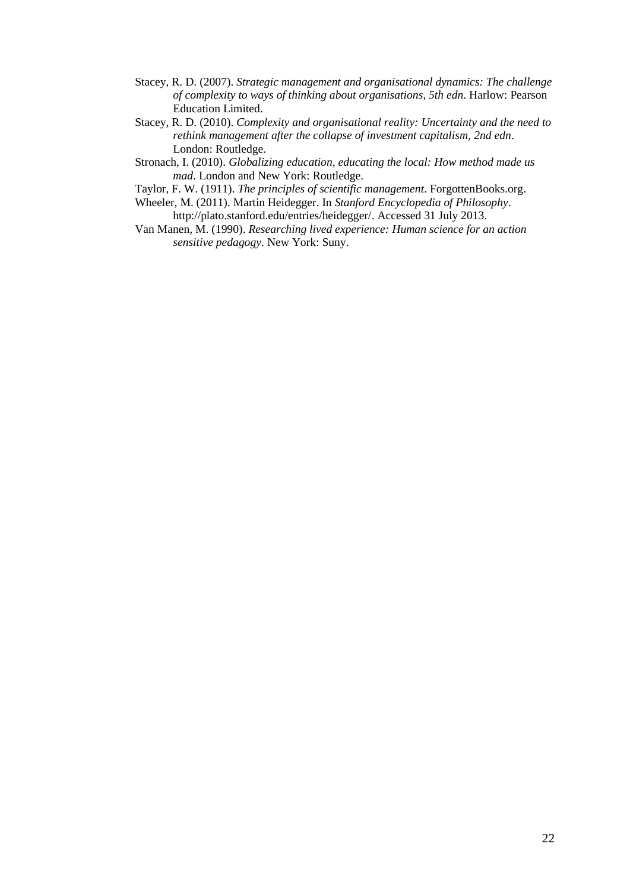Stacey, R. D. (2007). *Strategic management and organisational dynamics: The challenge of complexity to ways of thinking about organisations, 5th edn*. Harlow: Pearson Education Limited.

Stacey, R. D. (2010). *Complexity and organisational reality: Uncertainty and the need to rethink management after the collapse of investment capitalism, 2nd edn*. London: Routledge.

Stronach, I. (2010). *Globalizing education, educating the local: How method made us mad*. London and New York: Routledge.

Taylor, F. W. (1911). *The principles of scientific management*. ForgottenBooks.org.

Wheeler, M. (2011). Martin Heidegger. In *Stanford Encyclopedia of Philosophy*. http://plato.stanford.edu/entries/heidegger/. Accessed 31 July 2013.

Van Manen, M. (1990). *Researching lived experience: Human science for an action sensitive pedagogy*. New York: Suny.